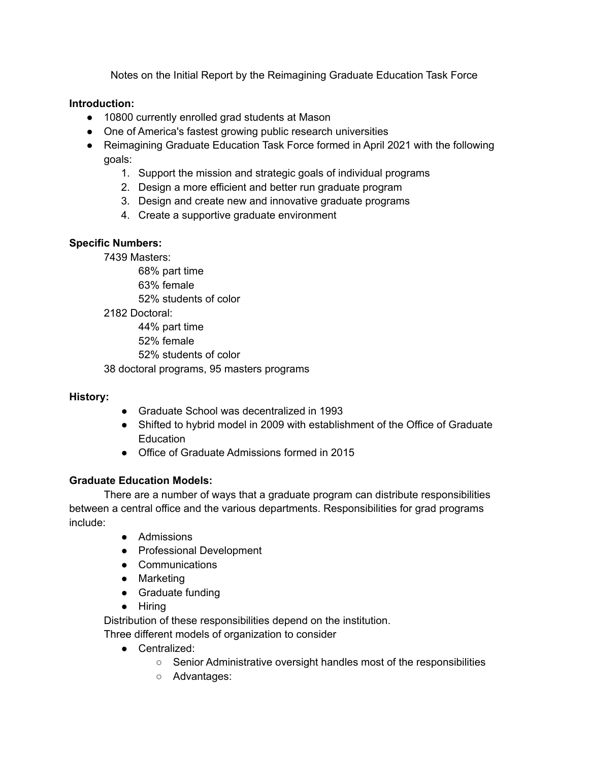Notes on the Initial Report by the Reimagining Graduate Education Task Force

**Introduction:**

- 10800 currently enrolled grad students at Mason
- One of America's fastest growing public research universities
- Reimagining Graduate Education Task Force formed in April 2021 with the following goals:
  1. Support the mission and strategic goals of individual programs
  2. Design a more efficient and better run graduate program
  3. Design and create new and innovative graduate programs
  4. Create a supportive graduate environment

**Specific Numbers:**

7439 Masters:

- 68% part time
- 63% female
- 52% students of color

2182 Doctoral:

- 44% part time
- 52% female
- 52% students of color

38 doctoral programs, 95 masters programs

**History:**

- Graduate School was decentralized in 1993
- Shifted to hybrid model in 2009 with establishment of the Office of Graduate Education
- Office of Graduate Admissions formed in 2015

**Graduate Education Models:**

There are a number of ways that a graduate program can distribute responsibilities between a central office and the various departments. Responsibilities for grad programs include:

- Admissions
- Professional Development
- Communications
- Marketing
- Graduate funding
- Hiring

Distribution of these responsibilities depend on the institution.

Three different models of organization to consider

- Centralized:
  - Senior Administrative oversight handles most of the responsibilities
  - Advantages: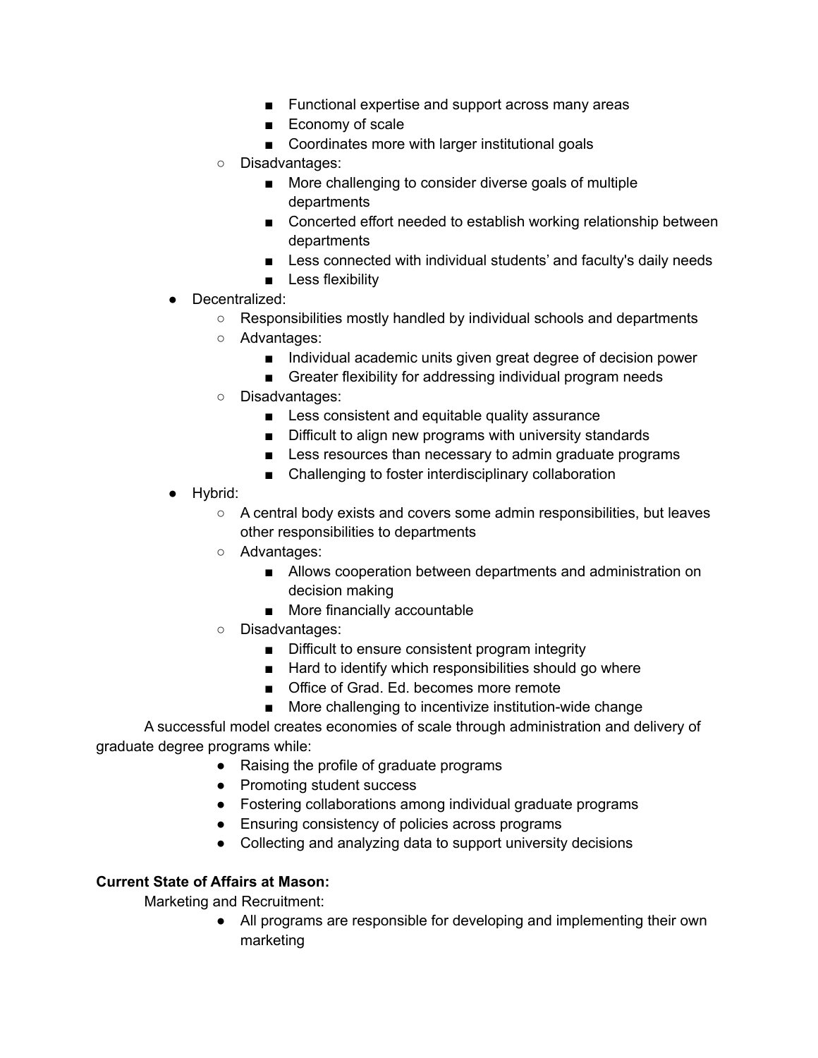- Functional expertise and support across many areas
        - Economy of scale
        - Coordinates more with larger institutional goals
    - Disadvantages:
        - More challenging to consider diverse goals of multiple departments
        - Concerted effort needed to establish working relationship between departments
        - Less connected with individual students' and faculty's daily needs
        - Less flexibility
- Decentralized:
    - Responsibilities mostly handled by individual schools and departments
    - Advantages:
        - Individual academic units given great degree of decision power
        - Greater flexibility for addressing individual program needs
    - Disadvantages:
        - Less consistent and equitable quality assurance
        - Difficult to align new programs with university standards
        - Less resources than necessary to admin graduate programs
        - Challenging to foster interdisciplinary collaboration
- Hybrid:
    - A central body exists and covers some admin responsibilities, but leaves other responsibilities to departments
    - Advantages:
        - Allows cooperation between departments and administration on decision making
        - More financially accountable
    - Disadvantages:
        - Difficult to ensure consistent program integrity
        - Hard to identify which responsibilities should go where
        - Office of Grad. Ed. becomes more remote
        - More challenging to incentivize institution-wide change

A successful model creates economies of scale through administration and delivery of graduate degree programs while:

- Raising the profile of graduate programs
- Promoting student success
- Fostering collaborations among individual graduate programs
- Ensuring consistency of policies across programs
- Collecting and analyzing data to support university decisions

**Current State of Affairs at Mason:**

Marketing and Recruitment:

- All programs are responsible for developing and implementing their own marketing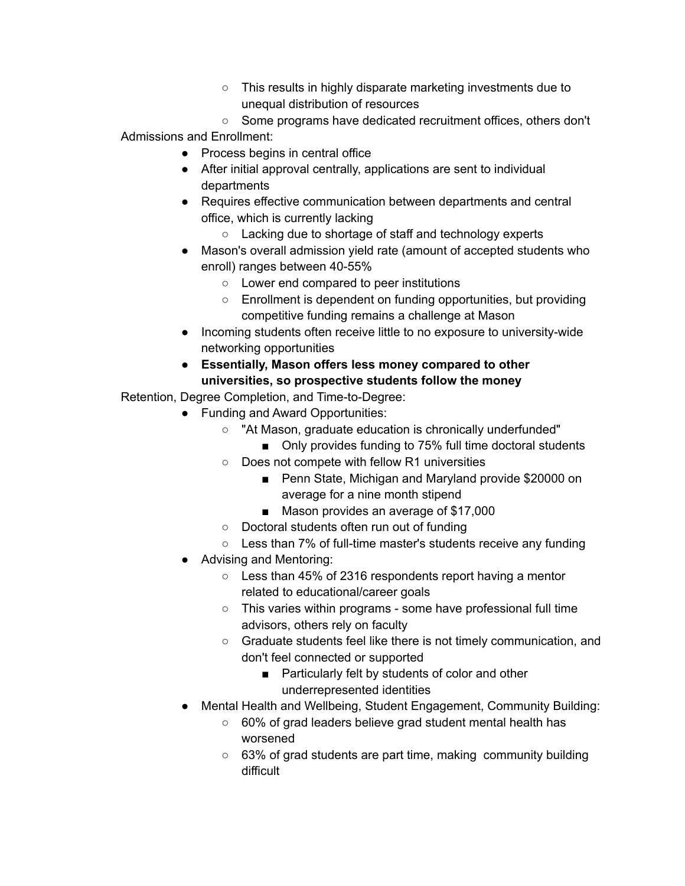- This results in highly disparate marketing investments due to unequal distribution of resources
        - Some programs have dedicated recruitment offices, others don't

Admissions and Enrollment:

- Process begins in central office
- After initial approval centrally, applications are sent to individual departments
- Requires effective communication between departments and central office, which is currently lacking
    - Lacking due to shortage of staff and technology experts
- Mason's overall admission yield rate (amount of accepted students who enroll) ranges between 40-55%
    - Lower end compared to peer institutions
    - Enrollment is dependent on funding opportunities, but providing competitive funding remains a challenge at Mason
- Incoming students often receive little to no exposure to university-wide networking opportunities
- **Essentially, Mason offers less money compared to other universities, so prospective students follow the money**

Retention, Degree Completion, and Time-to-Degree:

- Funding and Award Opportunities:
    - "At Mason, graduate education is chronically underfunded"
        - Only provides funding to 75% full time doctoral students
    - Does not compete with fellow R1 universities
        - Penn State, Michigan and Maryland provide $20000 on average for a nine month stipend
        - Mason provides an average of $17,000
    - Doctoral students often run out of funding
    - Less than 7% of full-time master's students receive any funding
- Advising and Mentoring:
    - Less than 45% of 2316 respondents report having a mentor related to educational/career goals
    - This varies within programs - some have professional full time advisors, others rely on faculty
    - Graduate students feel like there is not timely communication, and don't feel connected or supported
        - Particularly felt by students of color and other underrepresented identities
- Mental Health and Wellbeing, Student Engagement, Community Building:
    - 60% of grad leaders believe grad student mental health has worsened
    - 63% of grad students are part time, making community building difficult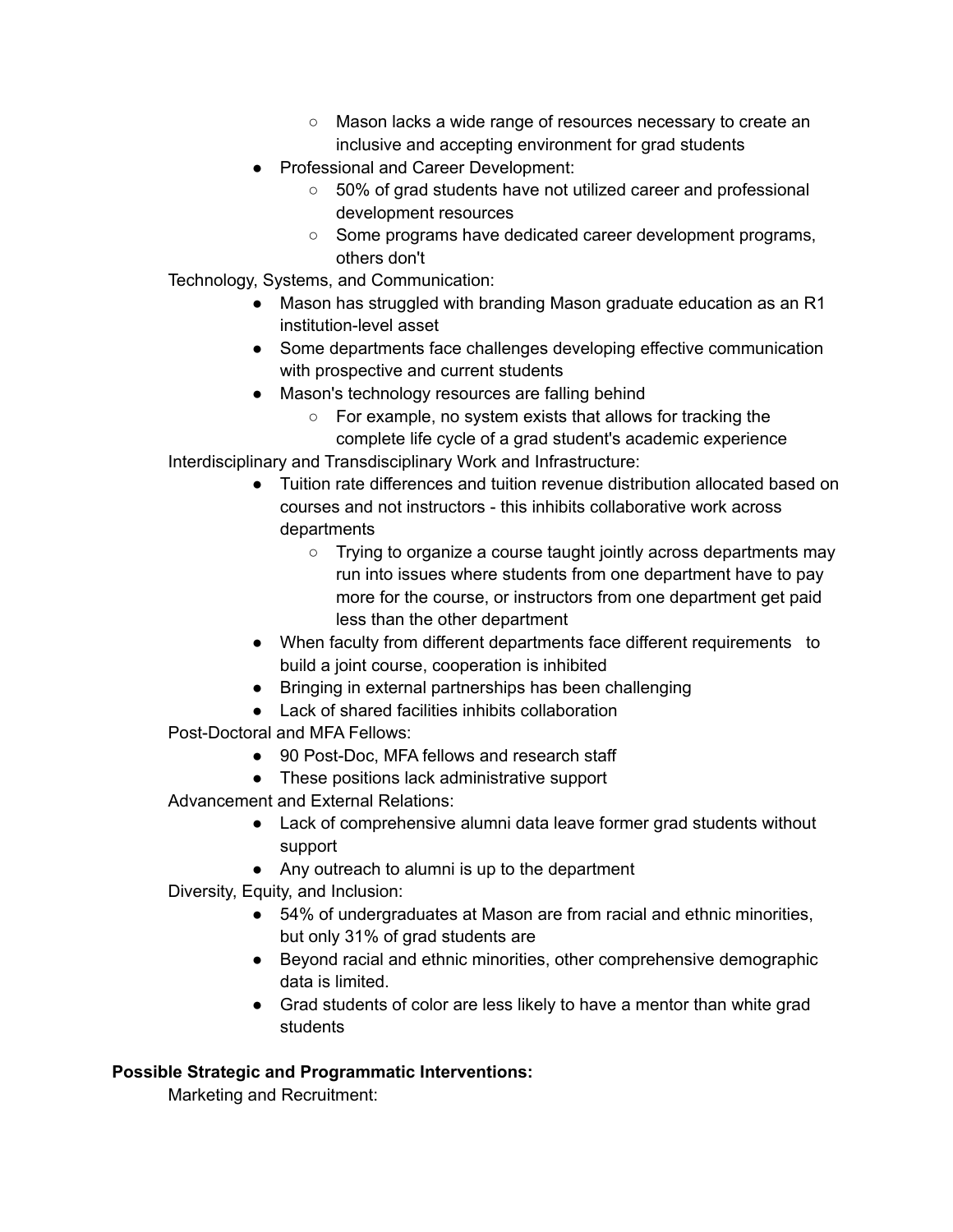- Mason lacks a wide range of resources necessary to create an inclusive and accepting environment for grad students
- Professional and Career Development:
    - 50% of grad students have not utilized career and professional development resources
    - Some programs have dedicated career development programs, others don't

Technology, Systems, and Communication:

- Mason has struggled with branding Mason graduate education as an R1 institution-level asset
- Some departments face challenges developing effective communication with prospective and current students
- Mason's technology resources are falling behind
    - For example, no system exists that allows for tracking the complete life cycle of a grad student's academic experience

Interdisciplinary and Transdisciplinary Work and Infrastructure:

- Tuition rate differences and tuition revenue distribution allocated based on courses and not instructors - this inhibits collaborative work across departments
    - Trying to organize a course taught jointly across departments may run into issues where students from one department have to pay more for the course, or instructors from one department get paid less than the other department
- When faculty from different departments face different requirements to build a joint course, cooperation is inhibited
- Bringing in external partnerships has been challenging
- Lack of shared facilities inhibits collaboration

Post-Doctoral and MFA Fellows:

- 90 Post-Doc, MFA fellows and research staff
- These positions lack administrative support

Advancement and External Relations:

- Lack of comprehensive alumni data leave former grad students without support
- Any outreach to alumni is up to the department

Diversity, Equity, and Inclusion:

- 54% of undergraduates at Mason are from racial and ethnic minorities, but only 31% of grad students are
- Beyond racial and ethnic minorities, other comprehensive demographic data is limited.
- Grad students of color are less likely to have a mentor than white grad students

**Possible Strategic and Programmatic Interventions:**

Marketing and Recruitment: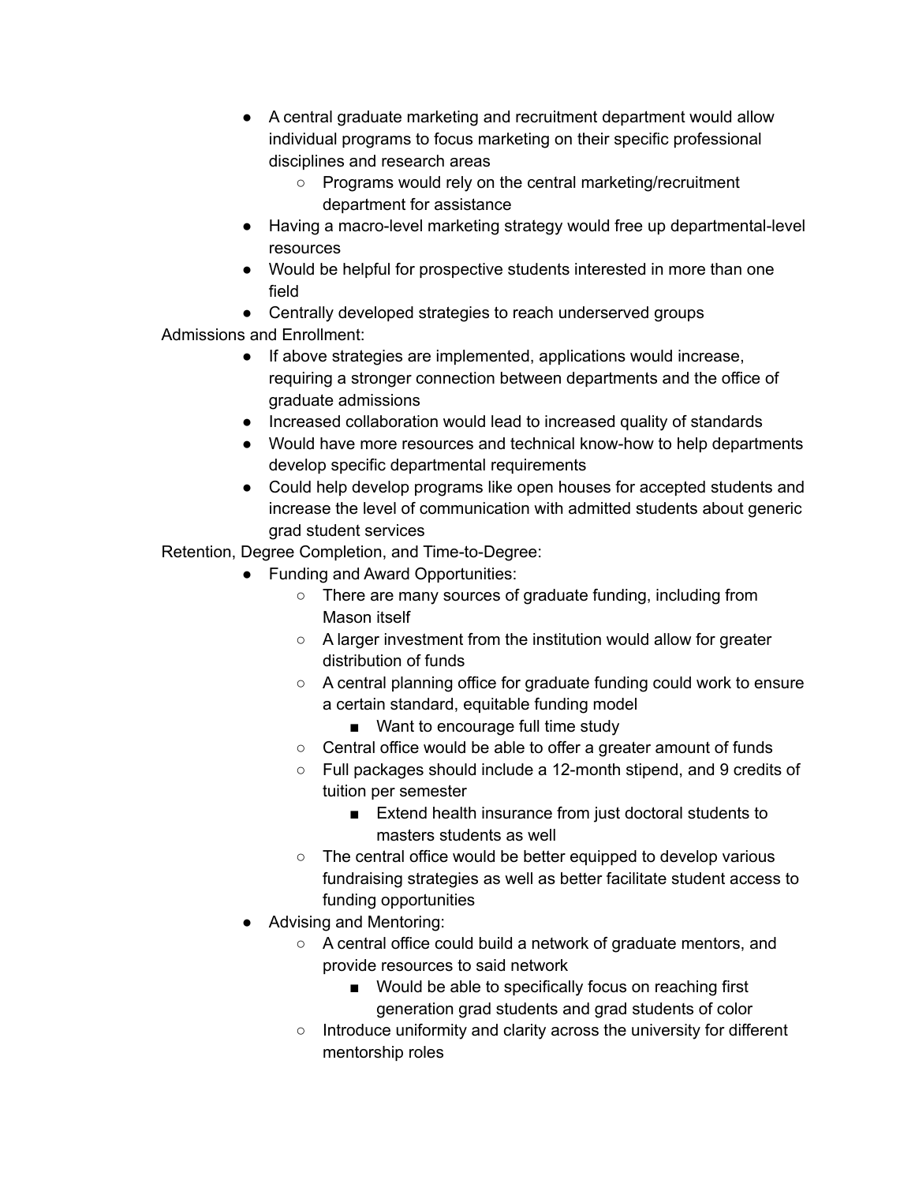- A central graduate marketing and recruitment department would allow individual programs to focus marketing on their specific professional disciplines and research areas
    - Programs would rely on the central marketing/recruitment department for assistance
- Having a macro-level marketing strategy would free up departmental-level resources
- Would be helpful for prospective students interested in more than one field
- Centrally developed strategies to reach underserved groups

Admissions and Enrollment:

- If above strategies are implemented, applications would increase, requiring a stronger connection between departments and the office of graduate admissions
- Increased collaboration would lead to increased quality of standards
- Would have more resources and technical know-how to help departments develop specific departmental requirements
- Could help develop programs like open houses for accepted students and increase the level of communication with admitted students about generic grad student services

Retention, Degree Completion, and Time-to-Degree:

- Funding and Award Opportunities:
    - There are many sources of graduate funding, including from Mason itself
    - A larger investment from the institution would allow for greater distribution of funds
    - A central planning office for graduate funding could work to ensure a certain standard, equitable funding model
        - Want to encourage full time study
    - Central office would be able to offer a greater amount of funds
    - Full packages should include a 12-month stipend, and 9 credits of tuition per semester
        - Extend health insurance from just doctoral students to masters students as well
    - The central office would be better equipped to develop various fundraising strategies as well as better facilitate student access to funding opportunities
- Advising and Mentoring:
    - A central office could build a network of graduate mentors, and provide resources to said network
        - Would be able to specifically focus on reaching first generation grad students and grad students of color
    - Introduce uniformity and clarity across the university for different mentorship roles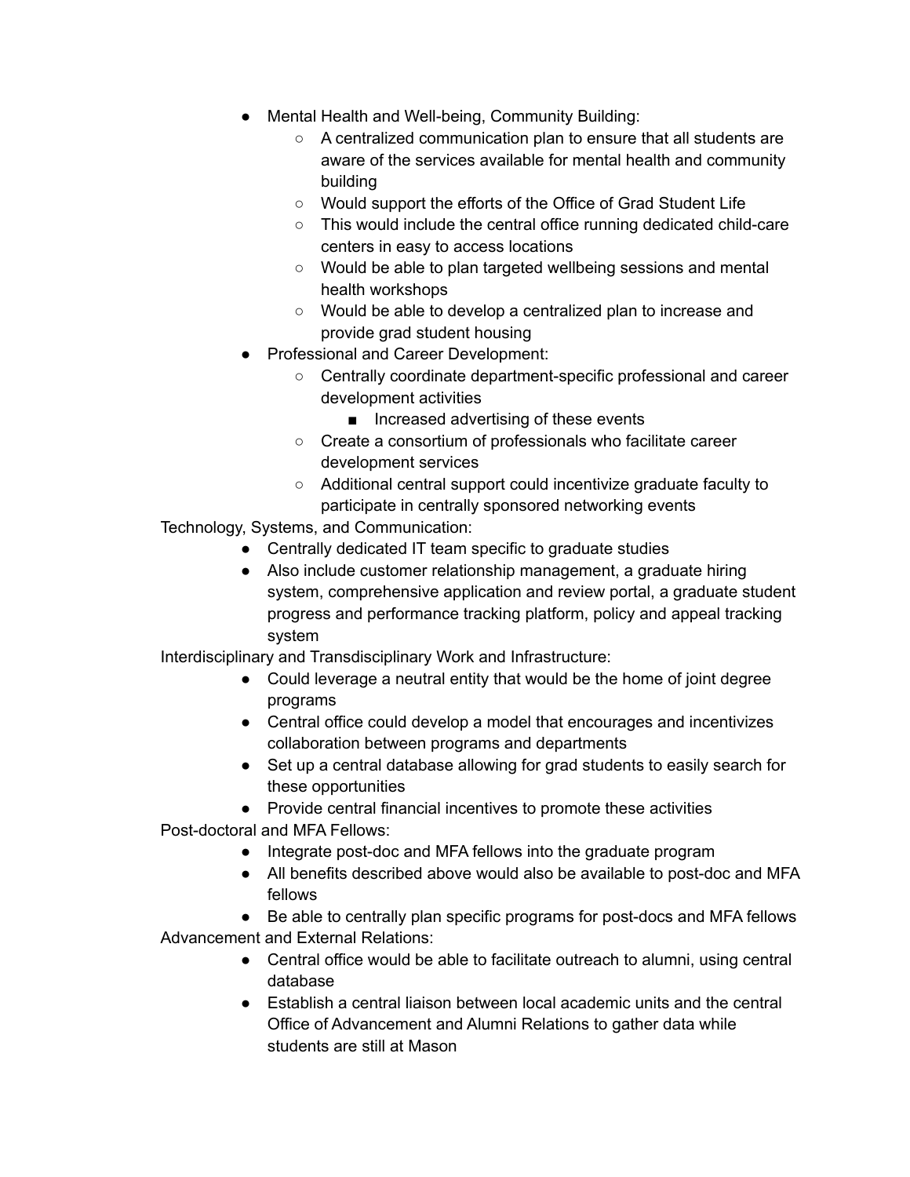- Mental Health and Well-being, Community Building:
    - A centralized communication plan to ensure that all students are aware of the services available for mental health and community building
    - Would support the efforts of the Office of Grad Student Life
    - This would include the central office running dedicated child-care centers in easy to access locations
    - Would be able to plan targeted wellbeing sessions and mental health workshops
    - Would be able to develop a centralized plan to increase and provide grad student housing
- Professional and Career Development:
    - Centrally coordinate department-specific professional and career development activities
        - Increased advertising of these events
    - Create a consortium of professionals who facilitate career development services
    - Additional central support could incentivize graduate faculty to participate in centrally sponsored networking events

Technology, Systems, and Communication:

- Centrally dedicated IT team specific to graduate studies
- Also include customer relationship management, a graduate hiring system, comprehensive application and review portal, a graduate student progress and performance tracking platform, policy and appeal tracking system

Interdisciplinary and Transdisciplinary Work and Infrastructure:

- Could leverage a neutral entity that would be the home of joint degree programs
- Central office could develop a model that encourages and incentivizes collaboration between programs and departments
- Set up a central database allowing for grad students to easily search for these opportunities
- Provide central financial incentives to promote these activities

Post-doctoral and MFA Fellows:

- Integrate post-doc and MFA fellows into the graduate program
- All benefits described above would also be available to post-doc and MFA fellows
- Be able to centrally plan specific programs for post-docs and MFA fellows

Advancement and External Relations:

- Central office would be able to facilitate outreach to alumni, using central database
- Establish a central liaison between local academic units and the central Office of Advancement and Alumni Relations to gather data while students are still at Mason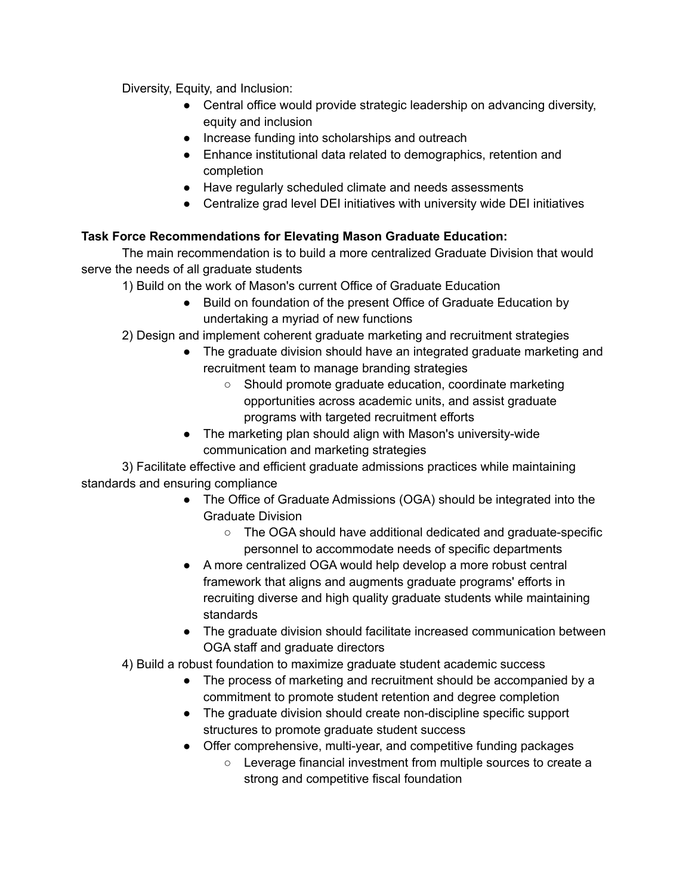Diversity, Equity, and Inclusion:

- Central office would provide strategic leadership on advancing diversity, equity and inclusion
- Increase funding into scholarships and outreach
- Enhance institutional data related to demographics, retention and completion
- Have regularly scheduled climate and needs assessments
- Centralize grad level DEI initiatives with university wide DEI initiatives

**Task Force Recommendations for Elevating Mason Graduate Education:**

The main recommendation is to build a more centralized Graduate Division that would serve the needs of all graduate students

1) Build on the work of Mason's current Office of Graduate Education
   - Build on foundation of the present Office of Graduate Education by undertaking a myriad of new functions

2) Design and implement coherent graduate marketing and recruitment strategies
   - The graduate division should have an integrated graduate marketing and recruitment team to manage branding strategies
     - Should promote graduate education, coordinate marketing opportunities across academic units, and assist graduate programs with targeted recruitment efforts
   - The marketing plan should align with Mason's university-wide communication and marketing strategies

3) Facilitate effective and efficient graduate admissions practices while maintaining standards and ensuring compliance
   - The Office of Graduate Admissions (OGA) should be integrated into the Graduate Division
     - The OGA should have additional dedicated and graduate-specific personnel to accommodate needs of specific departments
   - A more centralized OGA would help develop a more robust central framework that aligns and augments graduate programs' efforts in recruiting diverse and high quality graduate students while maintaining standards
   - The graduate division should facilitate increased communication between OGA staff and graduate directors

4) Build a robust foundation to maximize graduate student academic success
   - The process of marketing and recruitment should be accompanied by a commitment to promote student retention and degree completion
   - The graduate division should create non-discipline specific support structures to promote graduate student success
   - Offer comprehensive, multi-year, and competitive funding packages
     - Leverage financial investment from multiple sources to create a strong and competitive fiscal foundation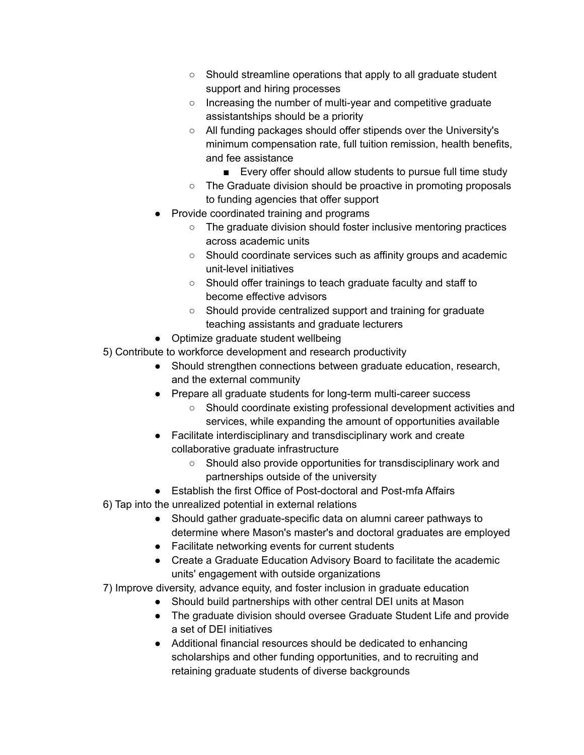- Should streamline operations that apply to all graduate student support and hiring processes
        - Increasing the number of multi-year and competitive graduate assistantships should be a priority
        - All funding packages should offer stipends over the University's minimum compensation rate, full tuition remission, health benefits, and fee assistance
            - Every offer should allow students to pursue full time study
        - The Graduate division should be proactive in promoting proposals to funding agencies that offer support
    - Provide coordinated training and programs
        - The graduate division should foster inclusive mentoring practices across academic units
        - Should coordinate services such as affinity groups and academic unit-level initiatives
        - Should offer trainings to teach graduate faculty and staff to become effective advisors
        - Should provide centralized support and training for graduate teaching assistants and graduate lecturers
    - Optimize graduate student wellbeing

5) Contribute to workforce development and research productivity
    - Should strengthen connections between graduate education, research, and the external community
    - Prepare all graduate students for long-term multi-career success
        - Should coordinate existing professional development activities and services, while expanding the amount of opportunities available
    - Facilitate interdisciplinary and transdisciplinary work and create collaborative graduate infrastructure
        - Should also provide opportunities for transdisciplinary work and partnerships outside of the university
    - Establish the first Office of Post-doctoral and Post-mfa Affairs

6) Tap into the unrealized potential in external relations
    - Should gather graduate-specific data on alumni career pathways to determine where Mason's master's and doctoral graduates are employed
    - Facilitate networking events for current students
    - Create a Graduate Education Advisory Board to facilitate the academic units' engagement with outside organizations

7) Improve diversity, advance equity, and foster inclusion in graduate education
    - Should build partnerships with other central DEI units at Mason
    - The graduate division should oversee Graduate Student Life and provide a set of DEI initiatives
    - Additional financial resources should be dedicated to enhancing scholarships and other funding opportunities, and to recruiting and retaining graduate students of diverse backgrounds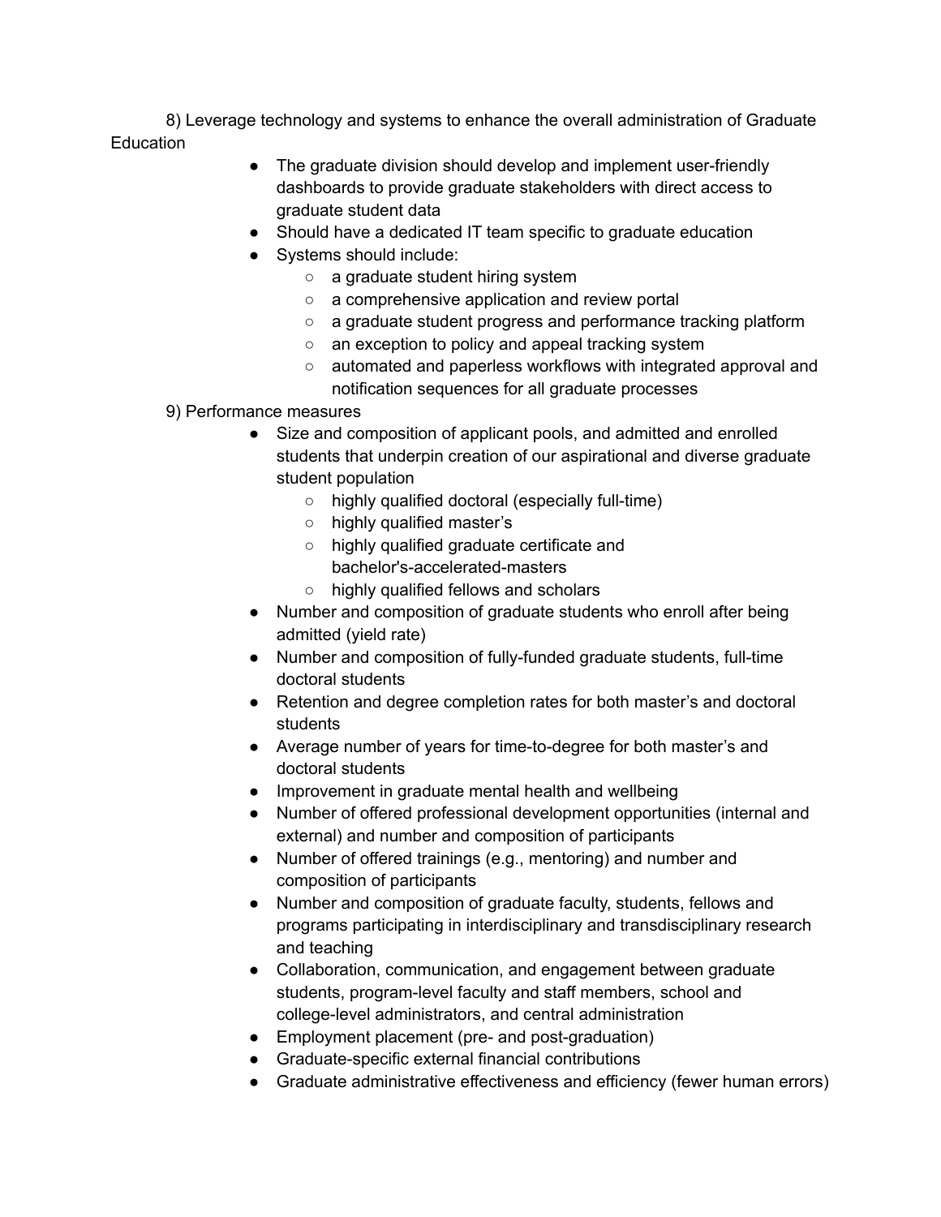8) Leverage technology and systems to enhance the overall administration of Graduate Education

- The graduate division should develop and implement user-friendly dashboards to provide graduate stakeholders with direct access to graduate student data
- Should have a dedicated IT team specific to graduate education
- Systems should include:
  - a graduate student hiring system
  - a comprehensive application and review portal
  - a graduate student progress and performance tracking platform
  - an exception to policy and appeal tracking system
  - automated and paperless workflows with integrated approval and notification sequences for all graduate processes

9) Performance measures

- Size and composition of applicant pools, and admitted and enrolled students that underpin creation of our aspirational and diverse graduate student population
  - highly qualified doctoral (especially full-time)
  - highly qualified master's
  - highly qualified graduate certificate and bachelor's-accelerated-masters
  - highly qualified fellows and scholars
- Number and composition of graduate students who enroll after being admitted (yield rate)
- Number and composition of fully-funded graduate students, full-time doctoral students
- Retention and degree completion rates for both master's and doctoral students
- Average number of years for time-to-degree for both master's and doctoral students
- Improvement in graduate mental health and wellbeing
- Number of offered professional development opportunities (internal and external) and number and composition of participants
- Number of offered trainings (e.g., mentoring) and number and composition of participants
- Number and composition of graduate faculty, students, fellows and programs participating in interdisciplinary and transdisciplinary research and teaching
- Collaboration, communication, and engagement between graduate students, program-level faculty and staff members, school and college-level administrators, and central administration
- Employment placement (pre- and post-graduation)
- Graduate-specific external financial contributions
- Graduate administrative effectiveness and efficiency (fewer human errors)